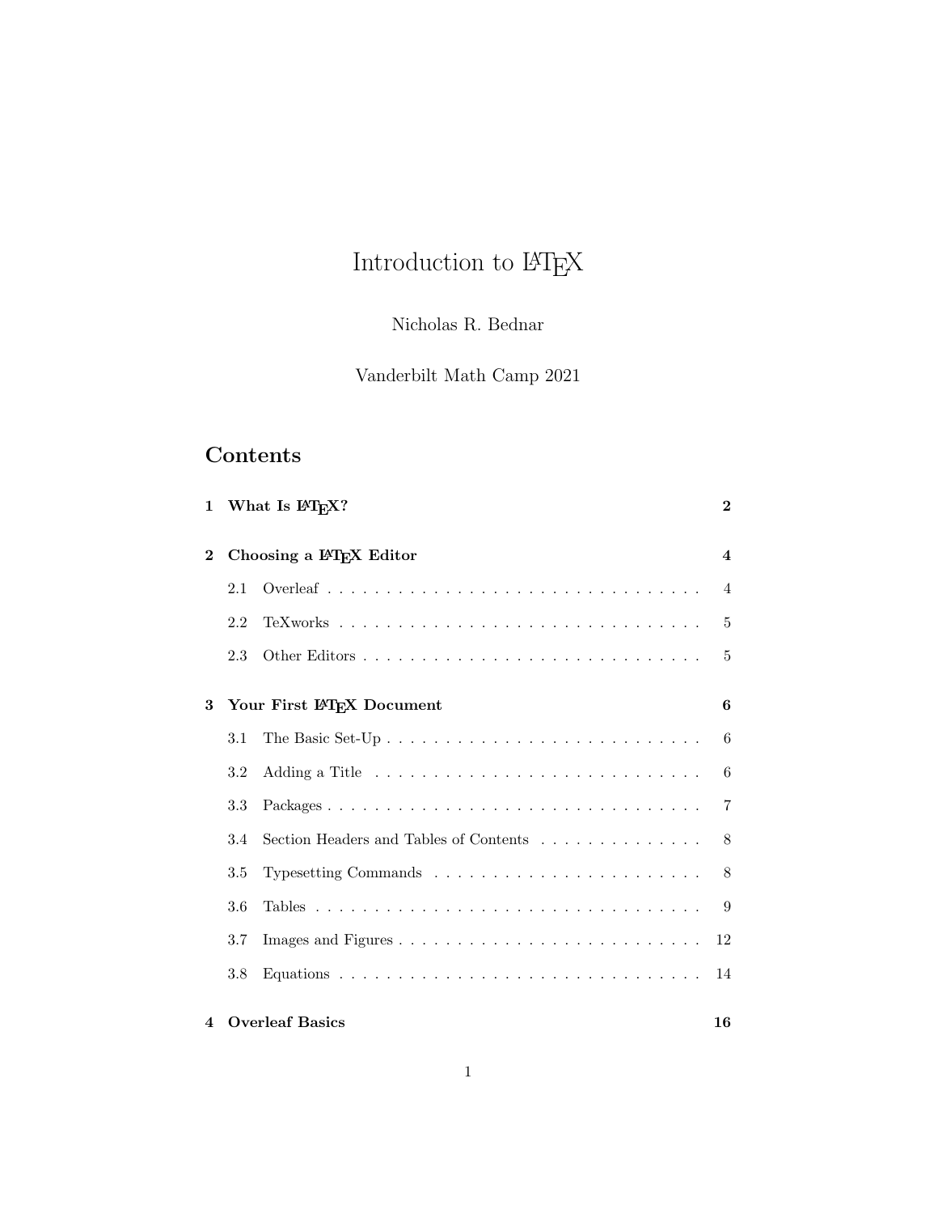# Introduction to LaTeX

Nicholas R. Bednar

Vanderbilt Math Camp 2021

## Contents

**1 What Is LaTeX? ........ 2**

**2 Choosing a LaTeX Editor ........ 4**

- 2.1 Overleaf ........ 4
- 2.2 TeXworks ........ 5
- 2.3 Other Editors ........ 5

**3 Your First LaTeX Document ........ 6**

- 3.1 The Basic Set-Up ........ 6
- 3.2 Adding a Title ........ 6
- 3.3 Packages ........ 7
- 3.4 Section Headers and Tables of Contents ........ 8
- 3.5 Typesetting Commands ........ 8
- 3.6 Tables ........ 9
- 3.7 Images and Figures ........ 12
- 3.8 Equations ........ 14

**4 Overleaf Basics ........ 16**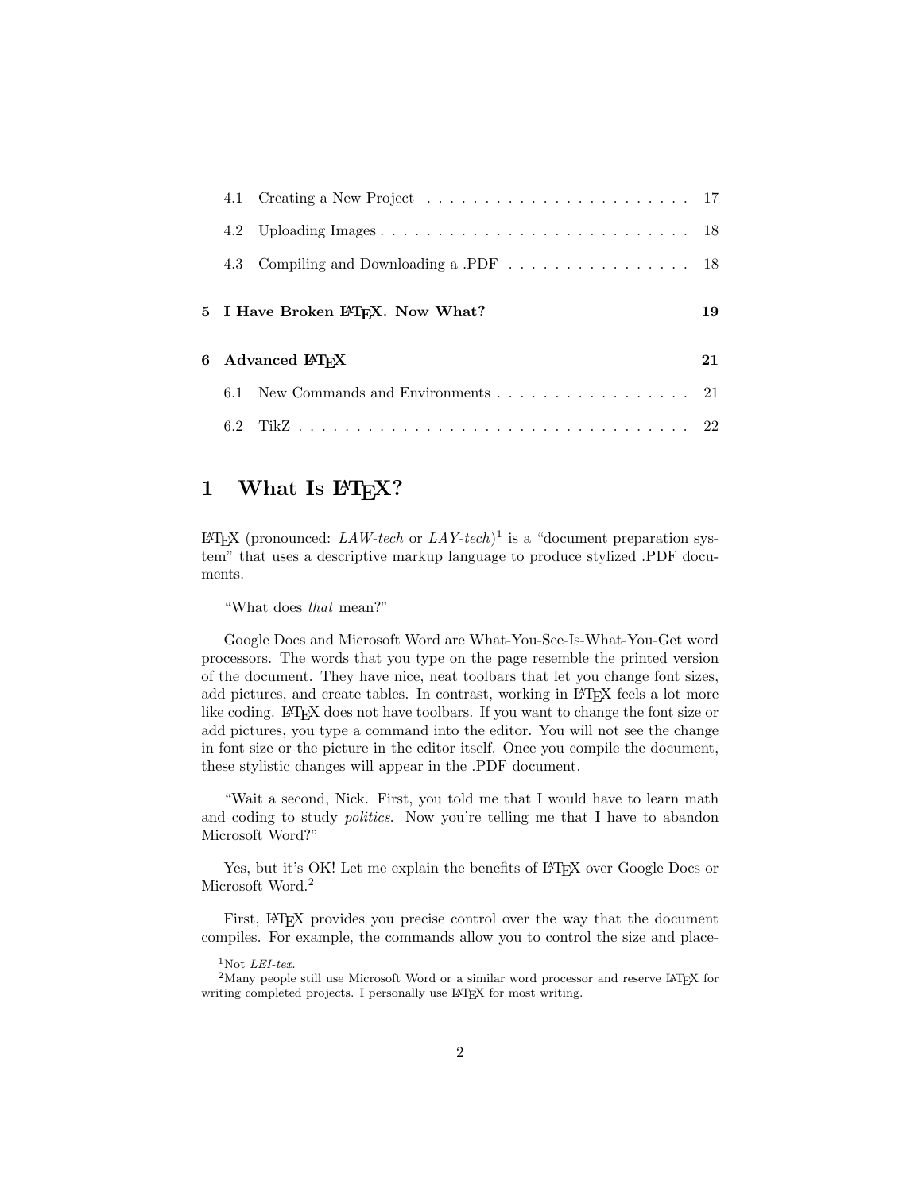| | | |
|---|---|---|
| 4.1 | Creating a New Project | 17 |
| 4.2 | Uploading Images | 18 |
| 4.3 | Compiling and Downloading a .PDF | 18 |
| **5** | **I Have Broken LaTeX. Now What?** | **19** |
| **6** | **Advanced LaTeX** | **21** |
| 6.1 | New Commands and Environments | 21 |
| 6.2 | TikZ | 22 |

# 1 What Is LaTeX?

LaTeX (pronounced: *LAW-tech* or *LAY-tech*)[1] is a "document preparation system" that uses a descriptive markup language to produce stylized .PDF documents.

"What does *that* mean?"

Google Docs and Microsoft Word are What-You-See-Is-What-You-Get word processors. The words that you type on the page resemble the printed version of the document. They have nice, neat toolbars that let you change font sizes, add pictures, and create tables. In contrast, working in LaTeX feels a lot more like coding. LaTeX does not have toolbars. If you want to change the font size or add pictures, you type a command into the editor. You will not see the change in font size or the picture in the editor itself. Once you compile the document, these stylistic changes will appear in the .PDF document.

"Wait a second, Nick. First, you told me that I would have to learn math and coding to study *politics*. Now you're telling me that I have to abandon Microsoft Word?"

Yes, but it's OK! Let me explain the benefits of LaTeX over Google Docs or Microsoft Word.[2]

First, LaTeX provides you precise control over the way that the document compiles. For example, the commands allow you to control the size and place-

---

[1] Not *LEI-tex*.

[2] Many people still use Microsoft Word or a similar word processor and reserve LaTeX for writing completed projects. I personally use LaTeX for most writing.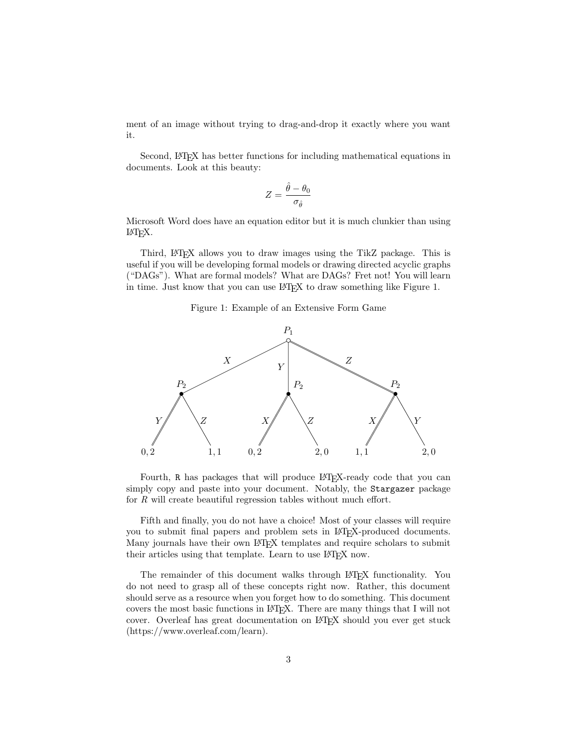ment of an image without trying to drag-and-drop it exactly where you want it.

Second, LaTeX has better functions for including mathematical equations in documents. Look at this beauty:

$$Z = \frac{\hat{\theta} - \theta_0}{\sigma_{\hat{\theta}}}$$

Microsoft Word does have an equation editor but it is much clunkier than using LaTeX.

Third, LaTeX allows you to draw images using the TikZ package. This is useful if you will be developing formal models or drawing directed acyclic graphs ("DAGs"). What are formal models? What are DAGs? Fret not! You will learn in time. Just know that you can use LaTeX to draw something like Figure 1.

Figure 1: Example of an Extensive Form Game

$P_1$

$X$ $Y$ $Z$

$P_2$ $P_2$ $P_2$

$Y$ $Z$ $X$ $Z$ $X$ $Y$

$0,2$ $1,1$ $0,2$ $2,0$ $1,1$ $2,0$

Fourth, R has packages that will produce LaTeX-ready code that you can simply copy and paste into your document. Notably, the `Stargazer` package for *R* will create beautiful regression tables without much effort.

Fifth and finally, you do not have a choice! Most of your classes will require you to submit final papers and problem sets in LaTeX-produced documents. Many journals have their own LaTeX templates and require scholars to submit their articles using that template. Learn to use LaTeX now.

The remainder of this document walks through LaTeX functionality. You do not need to grasp all of these concepts right now. Rather, this document should serve as a resource when you forget how to do something. This document covers the most basic functions in LaTeX. There are many things that I will not cover. Overleaf has great documentation on LaTeX should you ever get stuck (https://www.overleaf.com/learn).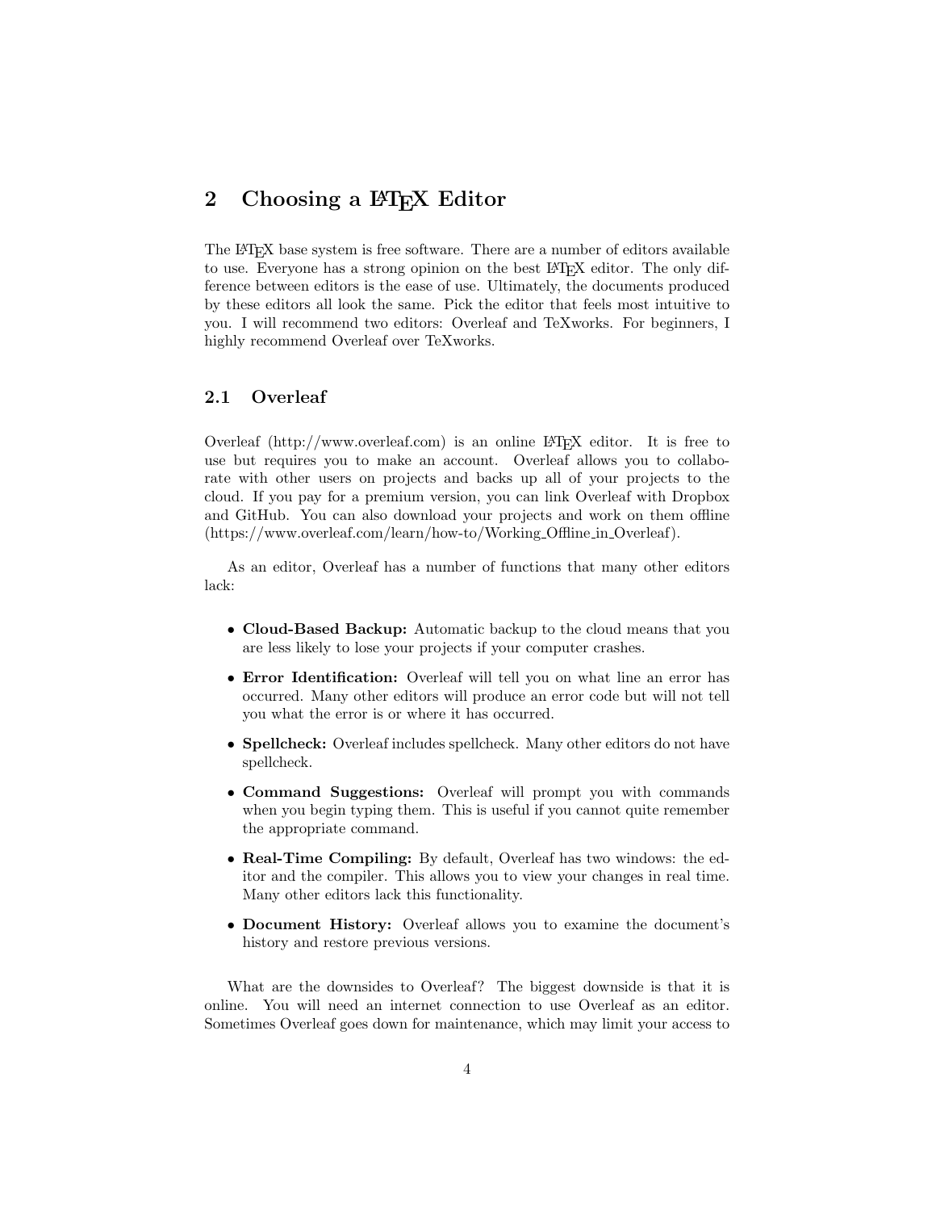## 2 Choosing a LaTeX Editor

The LaTeX base system is free software. There are a number of editors available to use. Everyone has a strong opinion on the best LaTeX editor. The only difference between editors is the ease of use. Ultimately, the documents produced by these editors all look the same. Pick the editor that feels most intuitive to you. I will recommend two editors: Overleaf and TeXworks. For beginners, I highly recommend Overleaf over TeXworks.

### 2.1 Overleaf

Overleaf (http://www.overleaf.com) is an online LaTeX editor. It is free to use but requires you to make an account. Overleaf allows you to collaborate with other users on projects and backs up all of your projects to the cloud. If you pay for a premium version, you can link Overleaf with Dropbox and GitHub. You can also download your projects and work on them offline (https://www.overleaf.com/learn/how-to/Working_Offline_in_Overleaf).

As an editor, Overleaf has a number of functions that many other editors lack:

- **Cloud-Based Backup:** Automatic backup to the cloud means that you are less likely to lose your projects if your computer crashes.
- **Error Identification:** Overleaf will tell you on what line an error has occurred. Many other editors will produce an error code but will not tell you what the error is or where it has occurred.
- **Spellcheck:** Overleaf includes spellcheck. Many other editors do not have spellcheck.
- **Command Suggestions:** Overleaf will prompt you with commands when you begin typing them. This is useful if you cannot quite remember the appropriate command.
- **Real-Time Compiling:** By default, Overleaf has two windows: the editor and the compiler. This allows you to view your changes in real time. Many other editors lack this functionality.
- **Document History:** Overleaf allows you to examine the document's history and restore previous versions.

What are the downsides to Overleaf? The biggest downside is that it is online. You will need an internet connection to use Overleaf as an editor. Sometimes Overleaf goes down for maintenance, which may limit your access to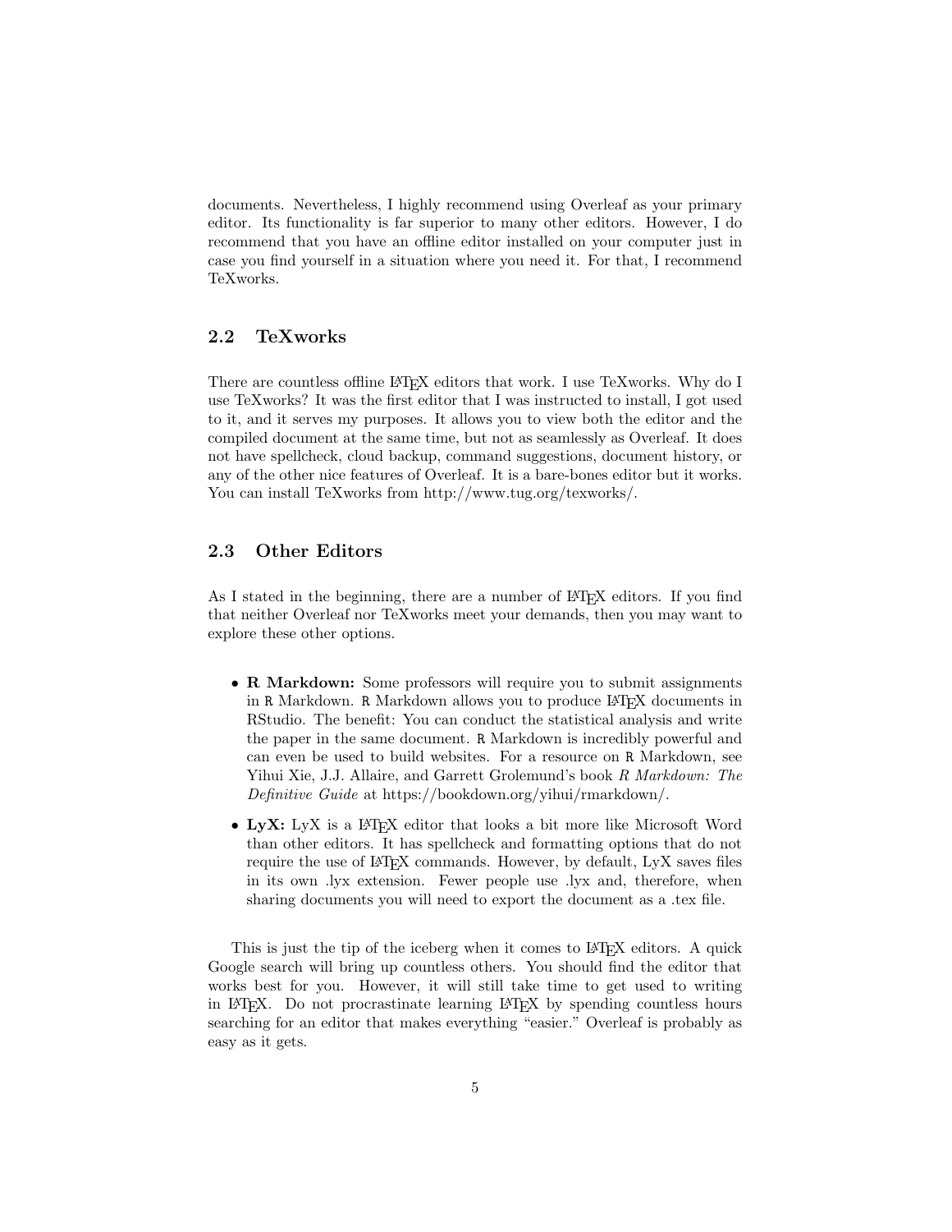documents. Nevertheless, I highly recommend using Overleaf as your primary editor. Its functionality is far superior to many other editors. However, I do recommend that you have an offline editor installed on your computer just in case you find yourself in a situation where you need it. For that, I recommend TeXworks.

## 2.2 TeXworks

There are countless offline LaTeX editors that work. I use TeXworks. Why do I use TeXworks? It was the first editor that I was instructed to install, I got used to it, and it serves my purposes. It allows you to view both the editor and the compiled document at the same time, but not as seamlessly as Overleaf. It does not have spellcheck, cloud backup, command suggestions, document history, or any of the other nice features of Overleaf. It is a bare-bones editor but it works. You can install TeXworks from http://www.tug.org/texworks/.

## 2.3 Other Editors

As I stated in the beginning, there are a number of LaTeX editors. If you find that neither Overleaf nor TeXworks meet your demands, then you may want to explore these other options.

- **R Markdown:** Some professors will require you to submit assignments in R Markdown. R Markdown allows you to produce LaTeX documents in RStudio. The benefit: You can conduct the statistical analysis and write the paper in the same document. R Markdown is incredibly powerful and can even be used to build websites. For a resource on R Markdown, see Yihui Xie, J.J. Allaire, and Garrett Grolemund's book *R Markdown: The Definitive Guide* at https://bookdown.org/yihui/rmarkdown/.
- **LyX:** LyX is a LaTeX editor that looks a bit more like Microsoft Word than other editors. It has spellcheck and formatting options that do not require the use of LaTeX commands. However, by default, LyX saves files in its own .lyx extension. Fewer people use .lyx and, therefore, when sharing documents you will need to export the document as a .tex file.

This is just the tip of the iceberg when it comes to LaTeX editors. A quick Google search will bring up countless others. You should find the editor that works best for you. However, it will still take time to get used to writing in LaTeX. Do not procrastinate learning LaTeX by spending countless hours searching for an editor that makes everything "easier." Overleaf is probably as easy as it gets.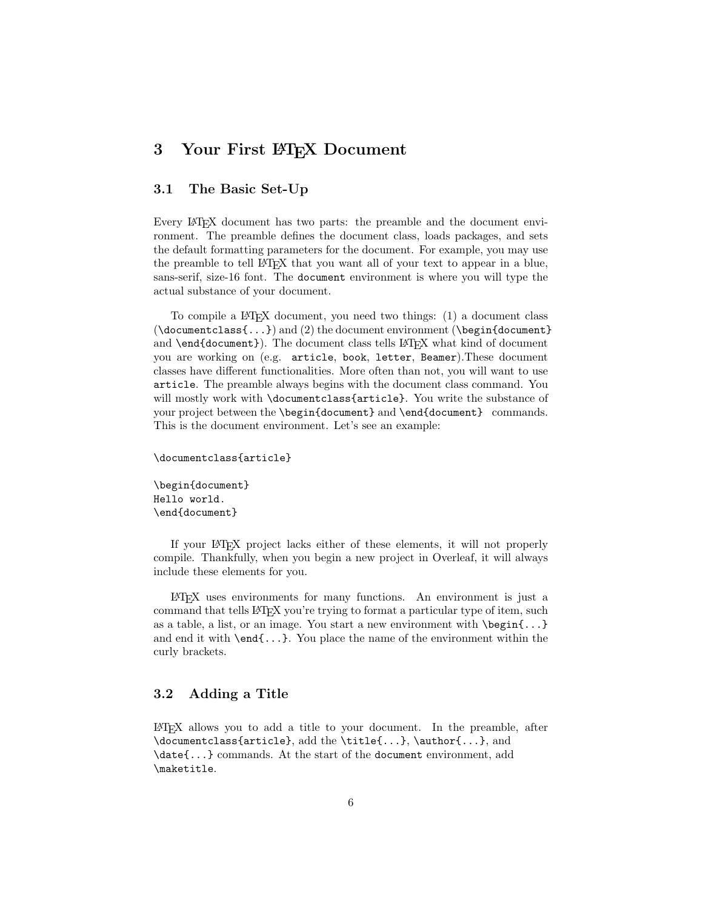## 3 Your First LaTeX Document

### 3.1 The Basic Set-Up

Every LaTeX document has two parts: the preamble and the document environment. The preamble defines the document class, loads packages, and sets the default formatting parameters for the document. For example, you may use the preamble to tell LaTeX that you want all of your text to appear in a blue, sans-serif, size-16 font. The `document` environment is where you will type the actual substance of your document.

To compile a LaTeX document, you need two things: (1) a document class (`\documentclass{...}`) and (2) the document environment (`\begin{document}` and `\end{document}`). The document class tells LaTeX what kind of document you are working on (e.g. `article`, `book`, `letter`, `Beamer`).These document classes have different functionalities. More often than not, you will want to use `article`. The preamble always begins with the document class command. You will mostly work with `\documentclass{article}`. You write the substance of your project between the `\begin{document}` and `\end{document}` commands. This is the document environment. Let's see an example:

```
\documentclass{article}

\begin{document}
Hello world.
\end{document}
```

If your LaTeX project lacks either of these elements, it will not properly compile. Thankfully, when you begin a new project in Overleaf, it will always include these elements for you.

LaTeX uses environments for many functions. An environment is just a command that tells LaTeX you're trying to format a particular type of item, such as a table, a list, or an image. You start a new environment with `\begin{...}` and end it with `\end{...}`. You place the name of the environment within the curly brackets.

### 3.2 Adding a Title

LaTeX allows you to add a title to your document. In the preamble, after `\documentclass{article}`, add the `\title{...}`, `\author{...}`, and `\date{...}` commands. At the start of the `document` environment, add `\maketitle`.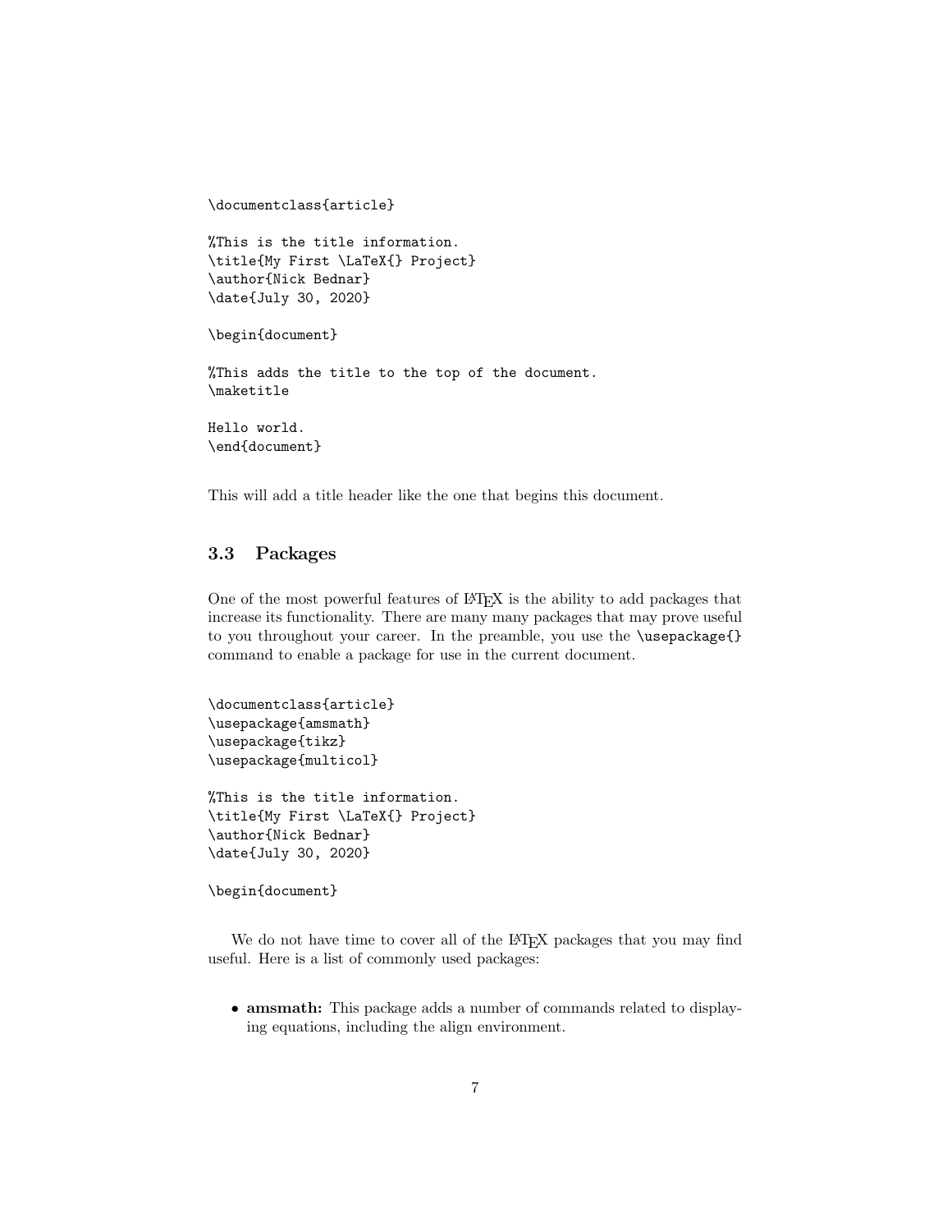```
\documentclass{article}

%This is the title information.
\title{My First \LaTeX{} Project}
\author{Nick Bednar}
\date{July 30, 2020}

\begin{document}

%This adds the title to the top of the document.
\maketitle

Hello world.
\end{document}
```

This will add a title header like the one that begins this document.

### 3.3 Packages

One of the most powerful features of LaTeX is the ability to add packages that increase its functionality. There are many many packages that may prove useful to you throughout your career. In the preamble, you use the `\usepackage{}` command to enable a package for use in the current document.

```
\documentclass{article}
\usepackage{amsmath}
\usepackage{tikz}
\usepackage{multicol}

%This is the title information.
\title{My First \LaTeX{} Project}
\author{Nick Bednar}
\date{July 30, 2020}

\begin{document}
```

We do not have time to cover all of the LaTeX packages that you may find useful. Here is a list of commonly used packages:

- **amsmath:** This package adds a number of commands related to displaying equations, including the align environment.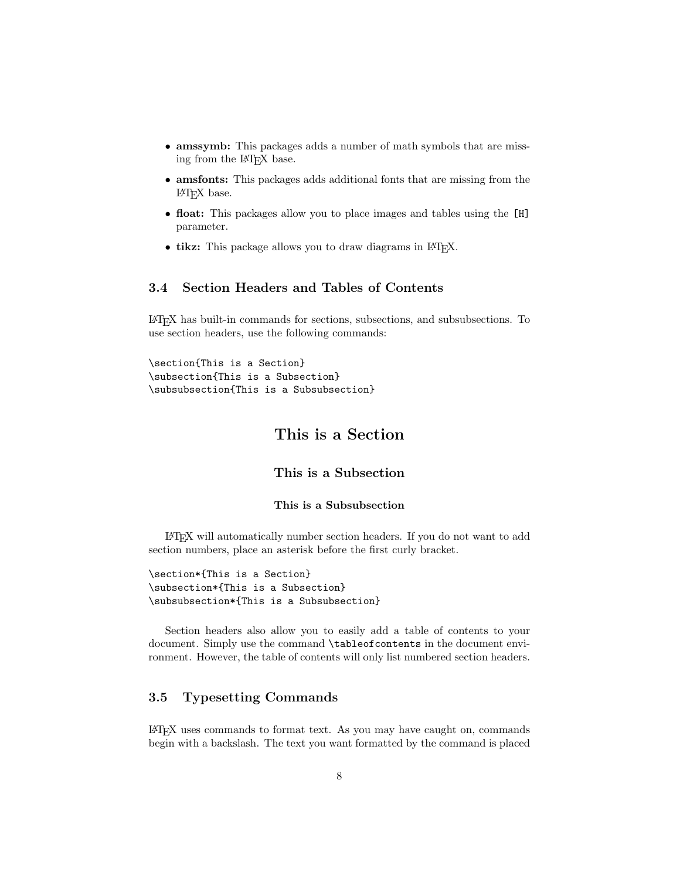- **amssymb:** This packages adds a number of math symbols that are missing from the LaTeX base.
- **amsfonts:** This packages adds additional fonts that are missing from the LaTeX base.
- **float:** This packages allow you to place images and tables using the `[H]` parameter.
- **tikz:** This package allows you to draw diagrams in LaTeX.

### 3.4 Section Headers and Tables of Contents

LaTeX has built-in commands for sections, subsections, and subsubsections. To use section headers, use the following commands:

```
\section{This is a Section}
\subsection{This is a Subsection}
\subsubsection{This is a Subsubsection}
```

**This is a Section**

**This is a Subsection**

**This is a Subsubsection**

LaTeX will automatically number section headers. If you do not want to add section numbers, place an asterisk before the first curly bracket.

```
\section*{This is a Section}
\subsection*{This is a Subsection}
\subsubsection*{This is a Subsubsection}
```

Section headers also allow you to easily add a table of contents to your document. Simply use the command `\tableofcontents` in the document environment. However, the table of contents will only list numbered section headers.

### 3.5 Typesetting Commands

LaTeX uses commands to format text. As you may have caught on, commands begin with a backslash. The text you want formatted by the command is placed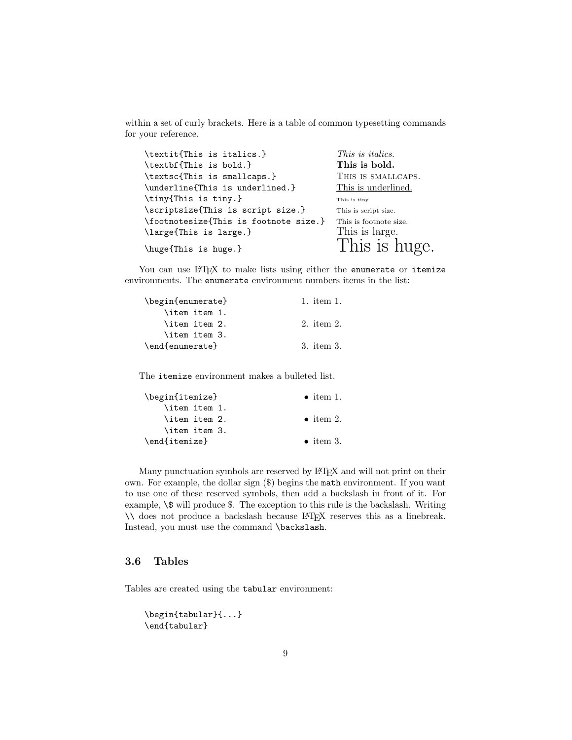within a set of curly brackets. Here is a table of common typesetting commands for your reference.

| | |
|---|---|
| `\textit{This is italics.}` | *This is italics.* |
| `\textbf{This is bold.}` | **This is bold.** |
| `\textsc{This is smallcaps.}` | THIS IS SMALLCAPS. |
| `\underline{This is underlined.}` | <u>This is underlined.</u> |
| `\tiny{This is tiny.}` | This is tiny. |
| `\scriptsize{This is script size.}` | This is script size. |
| `\footnotesize{This is footnote size.}` | This is footnote size. |
| `\large{This is large.}` | This is large. |
| `\huge{This is huge.}` | This is huge. |

You can use LaTeX to make lists using either the `enumerate` or `itemize` environments. The `enumerate` environment numbers items in the list:

```
\begin{enumerate}
    \item item 1.
    \item item 2.
    \item item 3.
\end{enumerate}
```

1. item 1.
2. item 2.
3. item 3.

The `itemize` environment makes a bulleted list.

```
\begin{itemize}
    \item item 1.
    \item item 2.
    \item item 3.
\end{itemize}
```

- item 1.
- item 2.
- item 3.

Many punctuation symbols are reserved by LaTeX and will not print on their own. For example, the dollar sign ($) begins the `math` environment. If you want to use one of these reserved symbols, then add a backslash in front of it. For example, `\$` will produce $. The exception to this rule is the backslash. Writing `\\` does not produce a backslash because LaTeX reserves this as a linebreak. Instead, you must use the command `\backslash`.

### 3.6 Tables

Tables are created using the `tabular` environment:

```
\begin{tabular}{...}
\end{tabular}
```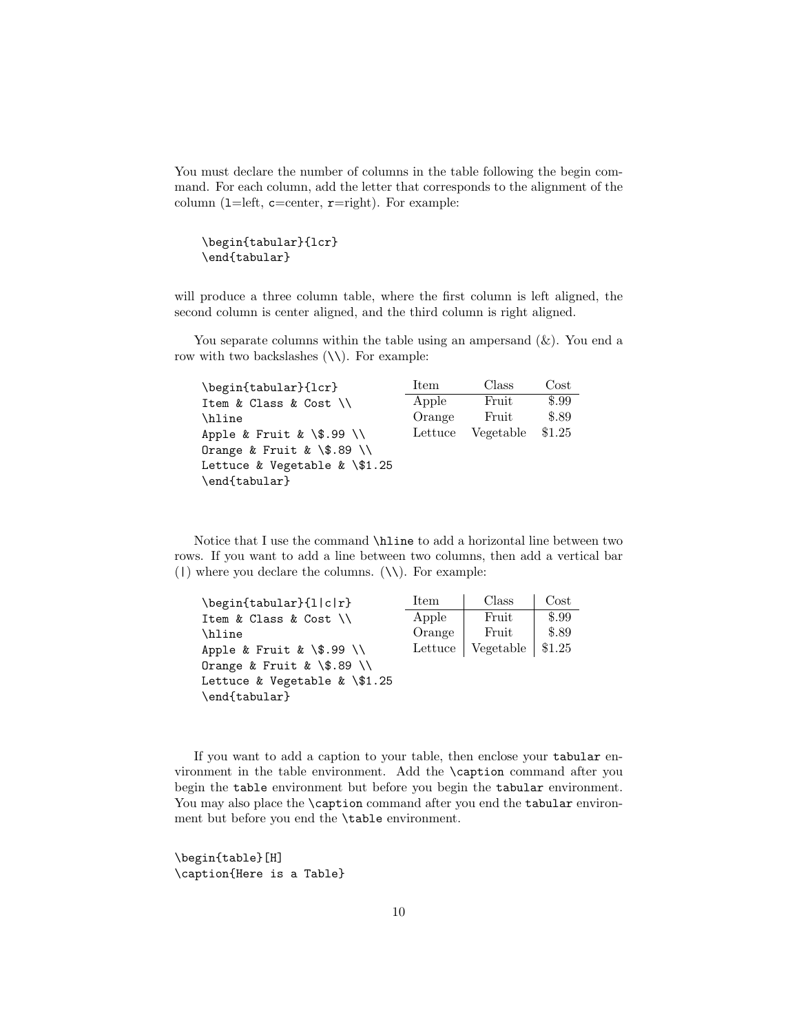You must declare the number of columns in the table following the begin command. For each column, add the letter that corresponds to the alignment of the column (`l`=left, `c`=center, `r`=right). For example:

```
\begin{tabular}{lcr}
\end{tabular}
```

will produce a three column table, where the first column is left aligned, the second column is center aligned, and the third column is right aligned.

You separate columns within the table using an ampersand (&). You end a row with two backslashes (\\). For example:

```
\begin{tabular}{lcr}
Item & Class & Cost \\
\hline
Apple & Fruit & \$.99 \\
Orange & Fruit & \$.89 \\
Lettuce & Vegetable & \$1.25
\end{tabular}
```

| Item | Class | Cost |
|:---|:---:|---:|
| Apple | Fruit | $.99 |
| Orange | Fruit | $.89 |
| Lettuce | Vegetable | $1.25 |

Notice that I use the command `\hline` to add a horizontal line between two rows. If you want to add a line between two columns, then add a vertical bar (|) where you declare the columns. (\\). For example:

```
\begin{tabular}{l|c|r}
Item & Class & Cost \\
\hline
Apple & Fruit & \$.99 \\
Orange & Fruit & \$.89 \\
Lettuce & Vegetable & \$1.25
\end{tabular}
```

| Item | Class | Cost |
|:---|:---:|---:|
| Apple | Fruit | $.99 |
| Orange | Fruit | $.89 |
| Lettuce | Vegetable | $1.25 |

If you want to add a caption to your table, then enclose your `tabular` environment in the table environment. Add the `\caption` command after you begin the `table` environment but before you begin the `tabular` environment. You may also place the `\caption` command after you end the `tabular` environment but before you end the `\table` environment.

```
\begin{table}[H]
\caption{Here is a Table}
```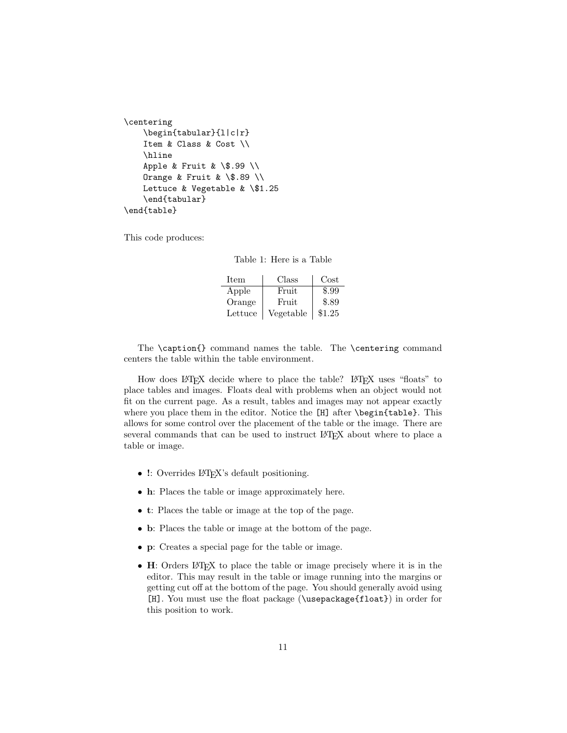```
\centering
    \begin{tabular}{l|c|r}
    Item & Class & Cost \\
    \hline
    Apple & Fruit & \$.99 \\
    Orange & Fruit & \$.89 \\
    Lettuce & Vegetable & \$1.25
    \end{tabular}
\end{table}
```

This code produces:

Table 1: Here is a Table

| Item | Class | Cost |
|---|---|---|
| Apple | Fruit | $.99 |
| Orange | Fruit | $.89 |
| Lettuce | Vegetable | $1.25 |

The `\caption{}` command names the table. The `\centering` command centers the table within the table environment.

How does LaTeX decide where to place the table? LaTeX uses "floats" to place tables and images. Floats deal with problems when an object would not fit on the current page. As a result, tables and images may not appear exactly where you place them in the editor. Notice the `[H]` after `\begin{table}`. This allows for some control over the placement of the table or the image. There are several commands that can be used to instruct LaTeX about where to place a table or image.

- **!**: Overrides LaTeX's default positioning.
- **h**: Places the table or image approximately here.
- **t**: Places the table or image at the top of the page.
- **b**: Places the table or image at the bottom of the page.
- **p**: Creates a special page for the table or image.
- **H**: Orders LaTeX to place the table or image precisely where it is in the editor. This may result in the table or image running into the margins or getting cut off at the bottom of the page. You should generally avoid using `[H]`. You must use the float package (`\usepackage{float}`) in order for this position to work.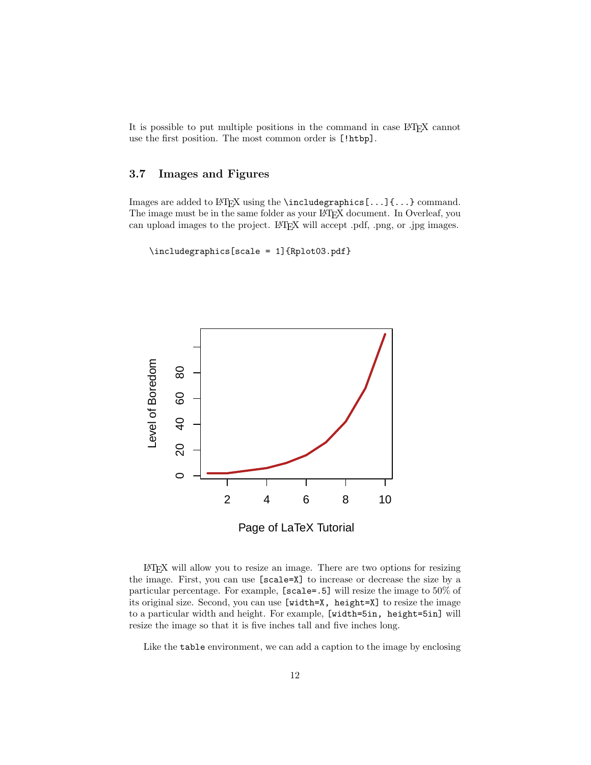It is possible to put multiple positions in the command in case LaTeX cannot use the first position. The most common order is `[!htbp]`.

### 3.7 Images and Figures

Images are added to LaTeX using the `\includegraphics[...]{...}` command. The image must be in the same folder as your LaTeX document. In Overleaf, you can upload images to the project. LaTeX will accept .pdf, .png, or .jpg images.

```
\includegraphics[scale = 1]{Rplot03.pdf}
```

LaTeX will allow you to resize an image. There are two options for resizing the image. First, you can use `[scale=X]` to increase or decrease the size by a particular percentage. For example, `[scale=.5]` will resize the image to 50% of its original size. Second, you can use `[width=X, height=X]` to resize the image to a particular width and height. For example, `[width=5in, height=5in]` will resize the image so that it is five inches tall and five inches long.

Like the `table` environment, we can add a caption to the image by enclosing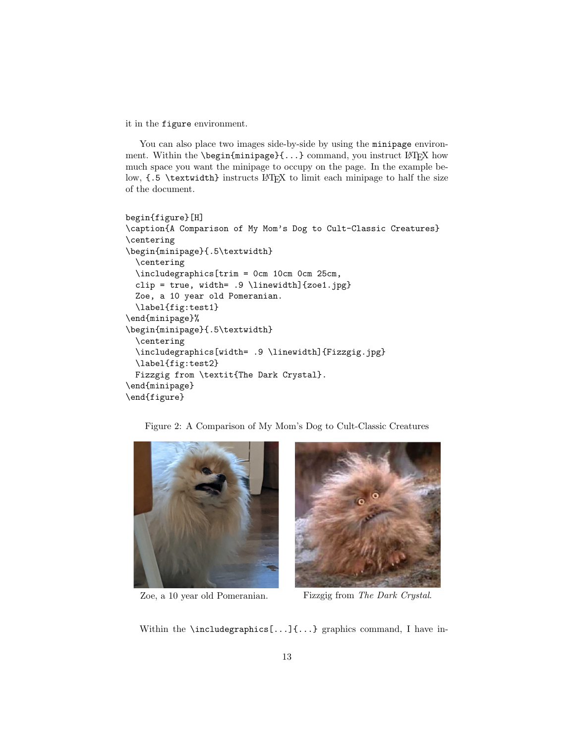it in the `figure` environment.

You can also place two images side-by-side by using the `minipage` environment. Within the `\begin{minipage}{...}` command, you instruct LaTeX how much space you want the minipage to occupy on the page. In the example below, `{.5 \textwidth}` instructs LaTeX to limit each minipage to half the size of the document.

```
begin{figure}[H]
\caption{A Comparison of My Mom's Dog to Cult-Classic Creatures}
\centering
\begin{minipage}{.5\textwidth}
  \centering
  \includegraphics[trim = 0cm 10cm 0cm 25cm,
  clip = true, width= .9 \linewidth]{zoe1.jpg}
  Zoe, a 10 year old Pomeranian.
  \label{fig:test1}
\end{minipage}%
\begin{minipage}{.5\textwidth}
  \centering
  \includegraphics[width= .9 \linewidth]{Fizzgig.jpg}
  \label{fig:test2}
  Fizzgig from \textit{The Dark Crystal}.
\end{minipage}
\end{figure}
```

Figure 2: A Comparison of My Mom's Dog to Cult-Classic Creatures

Zoe, a 10 year old Pomeranian.

Fizzgig from *The Dark Crystal*.

Within the `\includegraphics[...]{...}` graphics command, I have in-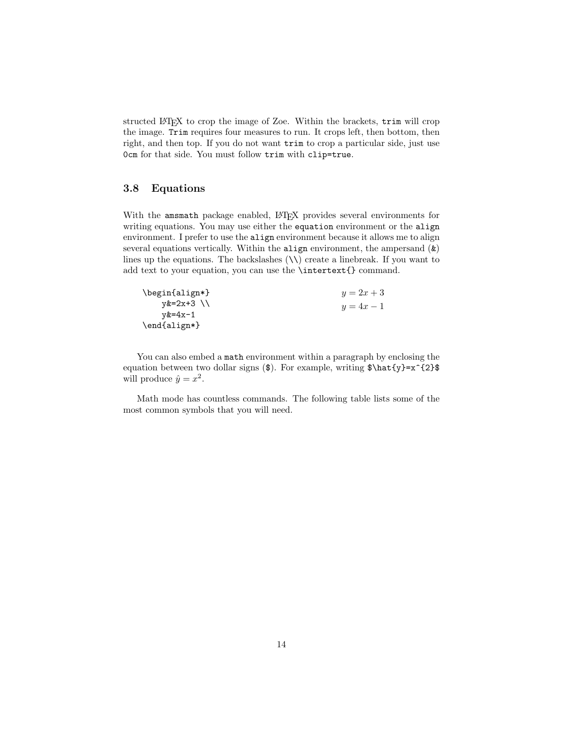structed LaTeX to crop the image of Zoe. Within the brackets, `trim` will crop the image. `Trim` requires four measures to run. It crops left, then bottom, then right, and then top. If you do not want `trim` to crop a particular side, just use `0cm` for that side. You must follow `trim` with `clip=true`.

### 3.8 Equations

With the `amsmath` package enabled, LaTeX provides several environments for writing equations. You may use either the `equation` environment or the `align` environment. I prefer to use the `align` environment because it allows me to align several equations vertically. Within the `align` environment, the ampersand (`&`) lines up the equations. The backslashes (`\\`) create a linebreak. If you want to add text to your equation, you can use the `\intertext{}` command.

```
\begin{align*}
    y&=2x+3 \\
    y&=4x-1
\end{align*}
```

$$
\begin{aligned}
y &= 2x+3 \\
y &= 4x-1
\end{aligned}
$$

You can also embed a `math` environment within a paragraph by enclosing the equation between two dollar signs (`$`). For example, writing `$\hat{y}=x^{2}$` will produce $\hat{y} = x^2$.

Math mode has countless commands. The following table lists some of the most common symbols that you will need.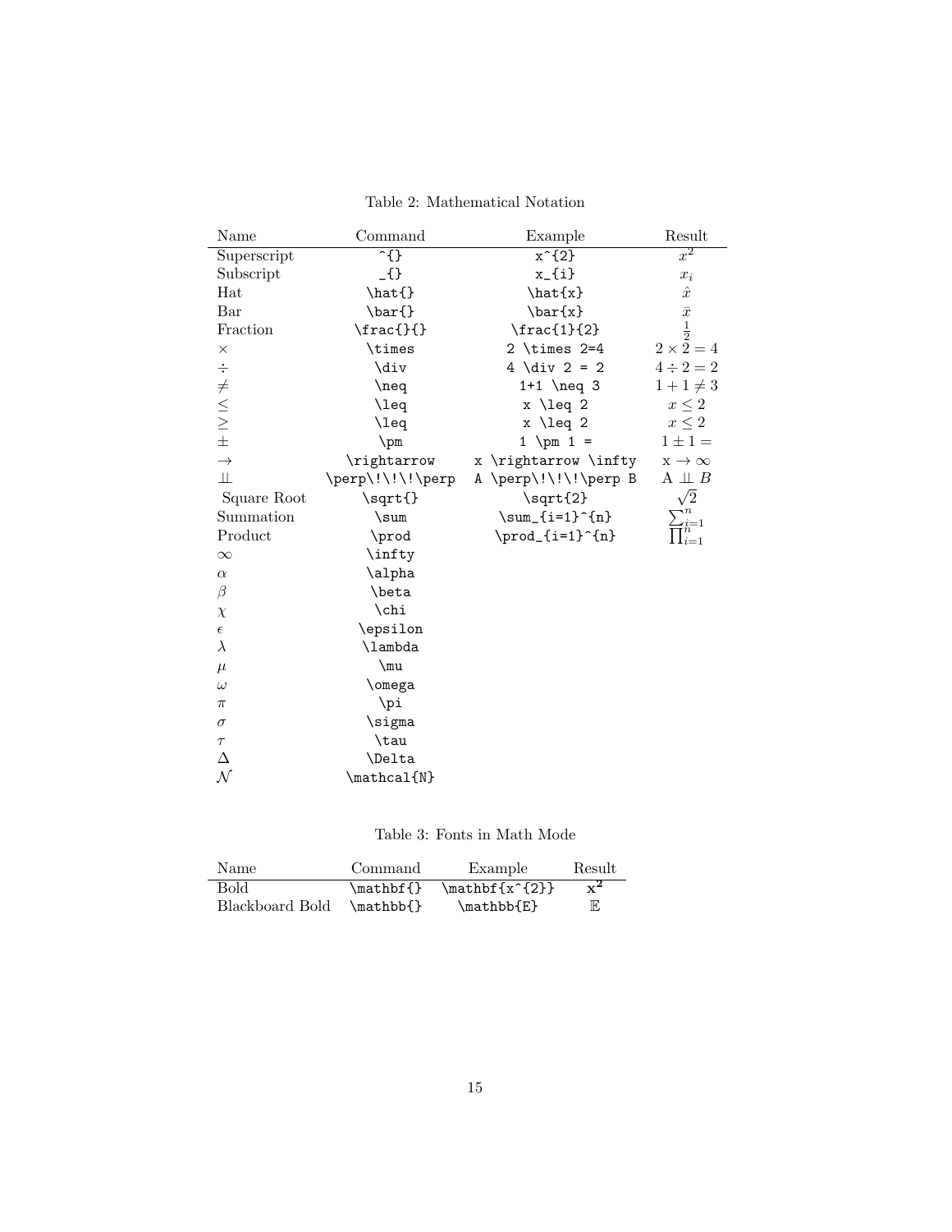Table 2: Mathematical Notation

| Name | Command | Example | Result |
|---|---|---|---|
| Superscript | `^{}` | `x^{2}` | $x^2$ |
| Subscript | `_{}` | `x_{i}` | $x_i$ |
| Hat | `\hat{}` | `\hat{x}` | $\hat{x}$ |
| Bar | `\bar{}` | `\bar{x}` | $\bar{x}$ |
| Fraction | `\frac{}{}` | `\frac{1}{2}` | $\frac{1}{2}$ |
| $\times$ | `\times` | `2 \times 2=4` | $2 \times 2 = 4$ |
| $\div$ | `\div` | `4 \div 2 = 2` | $4 \div 2 = 2$ |
| $\neq$ | `\neq` | `1+1 \neq 3` | $1 + 1 \neq 3$ |
| $\leq$ | `\leq` | `x \leq 2` | $x \leq 2$ |
| $\geq$ | `\leq` | `x \leq 2` | $x \leq 2$ |
| $\pm$ | `\pm` | `1 \pm 1 =` | $1 \pm 1 =$ |
| $\rightarrow$ | `\rightarrow` | `x \rightarrow \infty` | x $\rightarrow \infty$ |
| $\perp\!\!\!\perp$ | `\perp\!\!\!\perp` | `A \perp\!\!\!\perp B` | A $\perp\!\!\!\perp B$ |
| Square Root | `\sqrt{}` | `\sqrt{2}` | $\sqrt{2}$ |
| Summation | `\sum` | `\sum_{i=1}^{n}` | $\sum_{i=1}^{n}$ |
| Product | `\prod` | `\prod_{i=1}^{n}` | $\prod_{i=1}^{n}$ |
| $\infty$ | `\infty` | | |
| $\alpha$ | `\alpha` | | |
| $\beta$ | `\beta` | | |
| $\chi$ | `\chi` | | |
| $\epsilon$ | `\epsilon` | | |
| $\lambda$ | `\lambda` | | |
| $\mu$ | `\mu` | | |
| $\omega$ | `\omega` | | |
| $\pi$ | `\pi` | | |
| $\sigma$ | `\sigma` | | |
| $\tau$ | `\tau` | | |
| $\Delta$ | `\Delta` | | |
| $\mathcal{N}$ | `\mathcal{N}` | | |

Table 3: Fonts in Math Mode

| Name | Command | Example | Result |
|---|---|---|---|
| Bold | `\mathbf{}` | `\mathbf{x^{2}}` | $\mathbf{x^{2}}$ |
| Blackboard Bold | `\mathbb{}` | `\mathbb{E}` | $\mathbb{E}$ |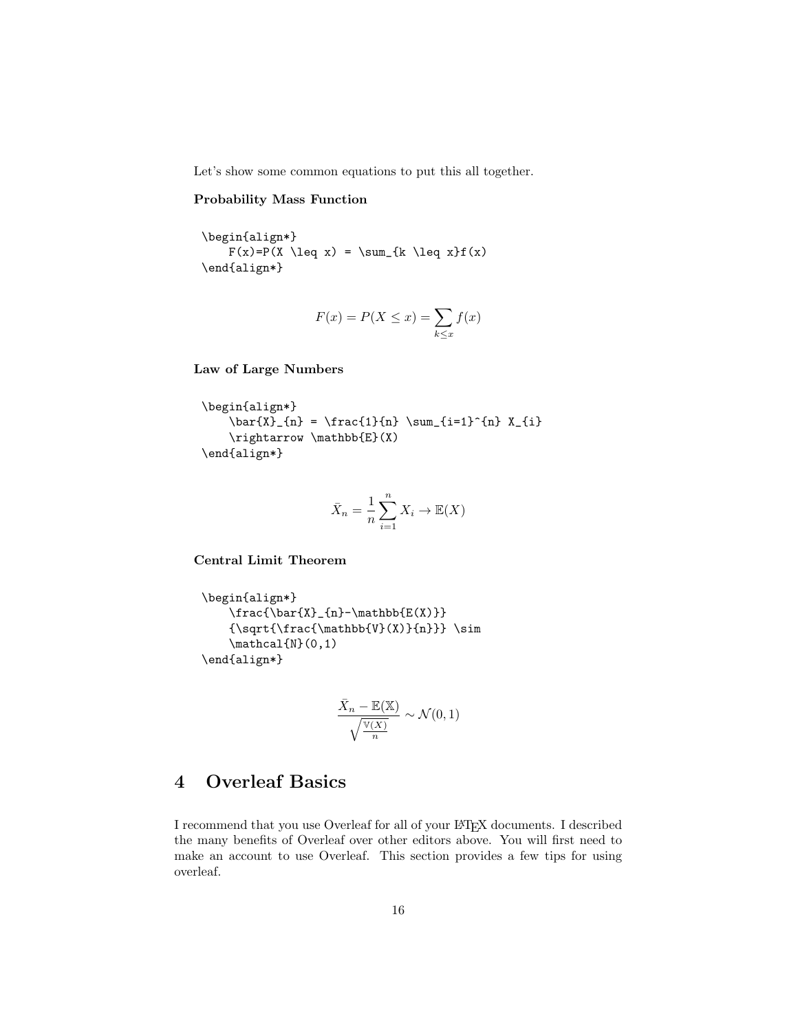Let's show some common equations to put this all together.

**Probability Mass Function**

```
\begin{align*}
    F(x)=P(X \leq x) = \sum_{k \leq x}f(x)
\end{align*}
```

$$F(x) = P(X \leq x) = \sum_{k \leq x} f(x)$$

**Law of Large Numbers**

```
\begin{align*}
    \bar{X}_{n} = \frac{1}{n} \sum_{i=1}^{n} X_{i}
    \rightarrow \mathbb{E}(X)
\end{align*}
```

$$\bar{X}_{n} = \frac{1}{n} \sum_{i=1}^{n} X_{i} \rightarrow \mathbb{E}(X)$$

**Central Limit Theorem**

```
\begin{align*}
    \frac{\bar{X}_{n}-\mathbb{E(X)}}
    {\sqrt{\frac{\mathbb{V}(X)}{n}}} \sim
    \mathcal{N}(0,1)
\end{align*}
```

$$\frac{\bar{X}_{n}-\mathbb{E(X)}}{\sqrt{\frac{\mathbb{V}(X)}{n}}} \sim \mathcal{N}(0,1)$$

# 4 Overleaf Basics

I recommend that you use Overleaf for all of your LaTeX documents. I described the many benefits of Overleaf over other editors above. You will first need to make an account to use Overleaf. This section provides a few tips for using overleaf.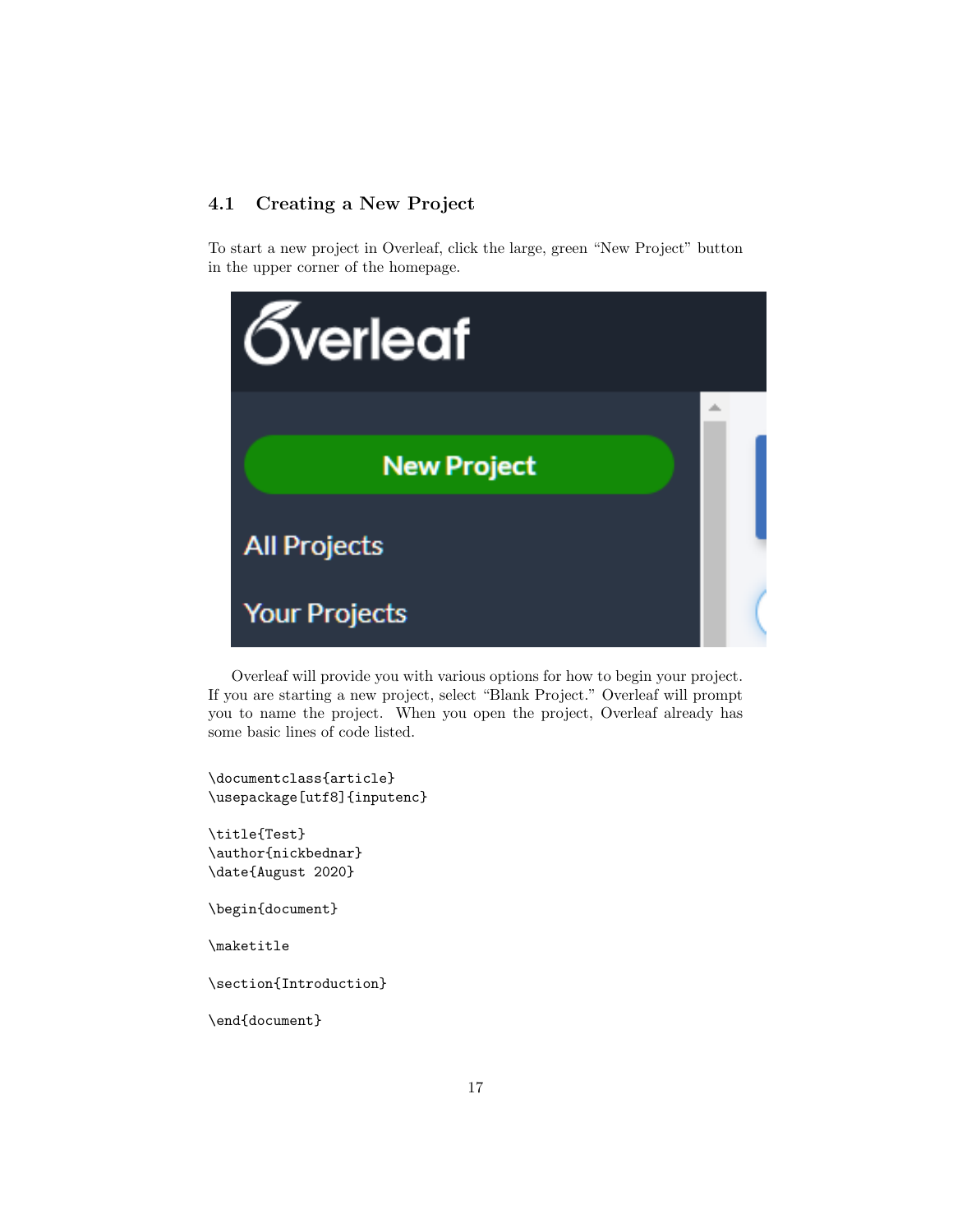### 4.1 Creating a New Project

To start a new project in Overleaf, click the large, green "New Project" button in the upper corner of the homepage.

Overleaf will provide you with various options for how to begin your project. If you are starting a new project, select "Blank Project." Overleaf will prompt you to name the project. When you open the project, Overleaf already has some basic lines of code listed.

```
\documentclass{article}
\usepackage[utf8]{inputenc}

\title{Test}
\author{nickbednar}
\date{August 2020}

\begin{document}

\maketitle

\section{Introduction}

\end{document}
```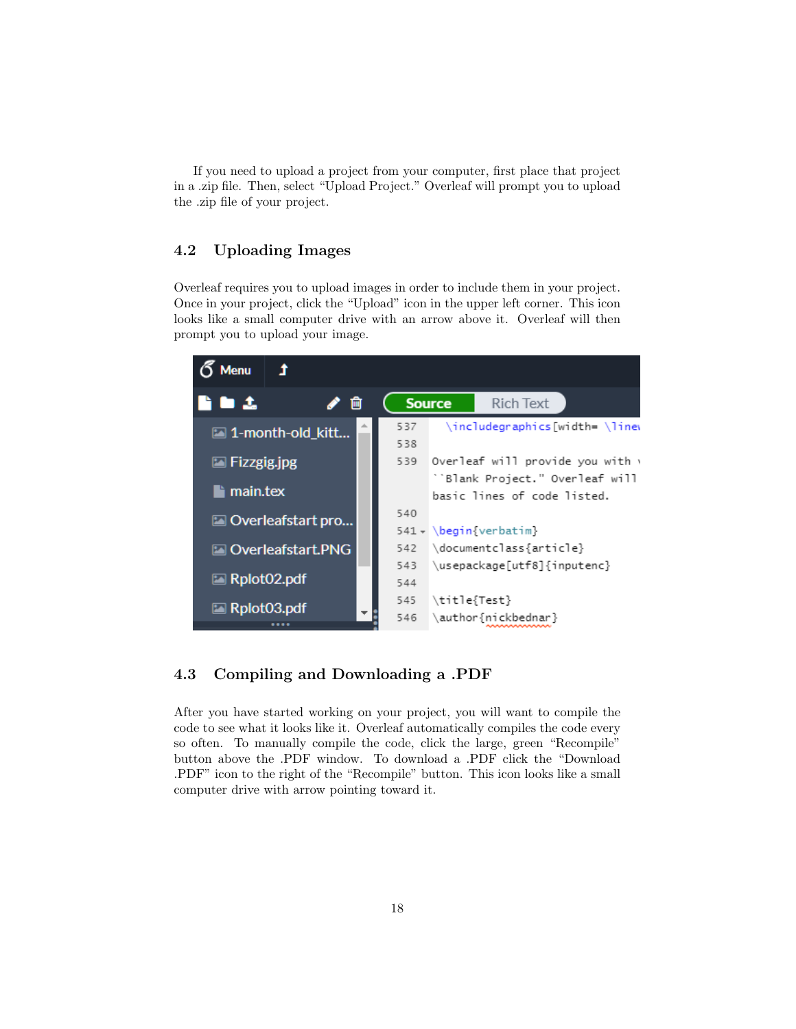If you need to upload a project from your computer, first place that project in a .zip file. Then, select "Upload Project." Overleaf will prompt you to upload the .zip file of your project.

## 4.2 Uploading Images

Overleaf requires you to upload images in order to include them in your project. Once in your project, click the "Upload" icon in the upper left corner. This icon looks like a small computer drive with an arrow above it. Overleaf will then prompt you to upload your image.

## 4.3 Compiling and Downloading a .PDF

After you have started working on your project, you will want to compile the code to see what it looks like it. Overleaf automatically compiles the code every so often. To manually compile the code, click the large, green "Recompile" button above the .PDF window. To download a .PDF click the "Download .PDF" icon to the right of the "Recompile" button. This icon looks like a small computer drive with arrow pointing toward it.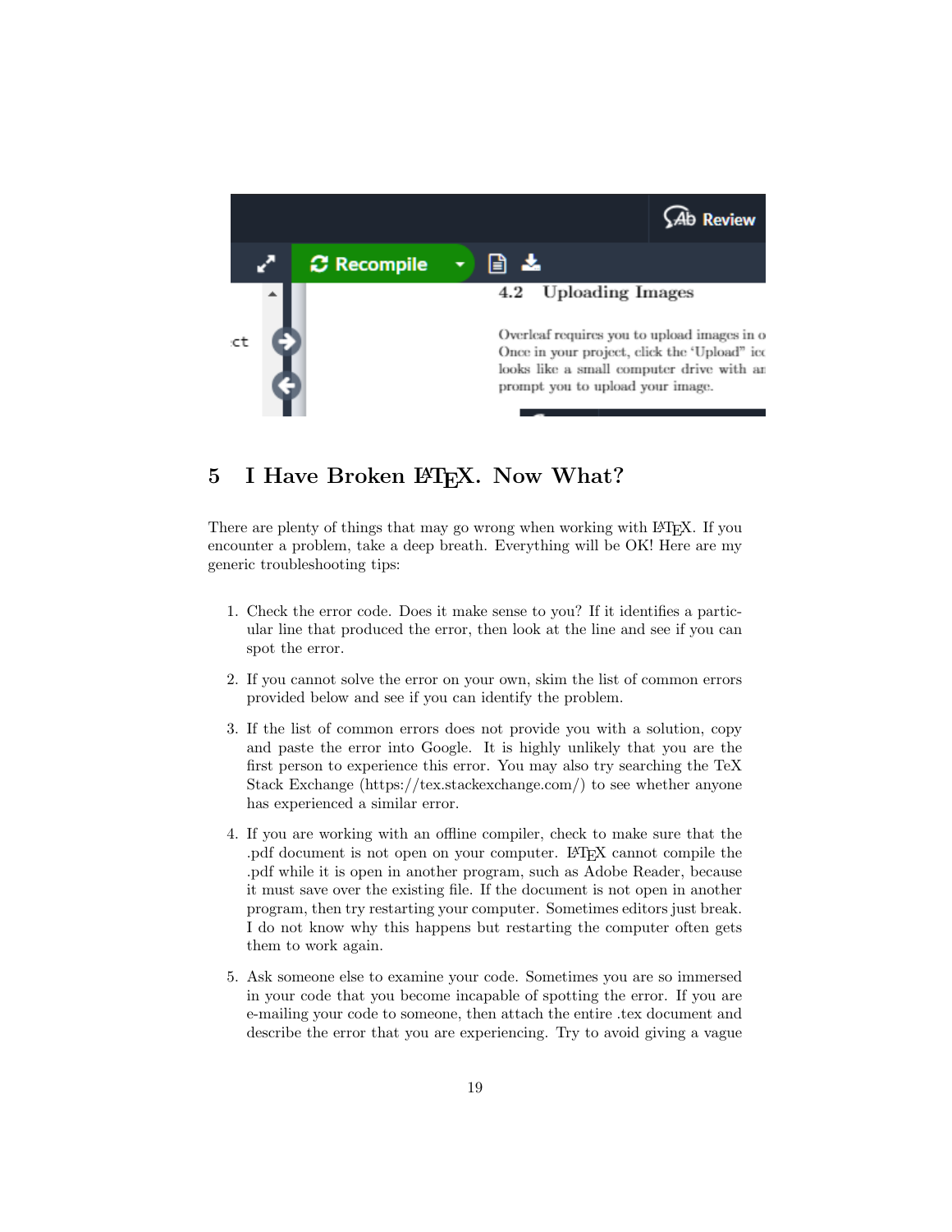## 5 I Have Broken LaTeX. Now What?

There are plenty of things that may go wrong when working with LaTeX. If you encounter a problem, take a deep breath. Everything will be OK! Here are my generic troubleshooting tips:

1. Check the error code. Does it make sense to you? If it identifies a particular line that produced the error, then look at the line and see if you can spot the error.

2. If you cannot solve the error on your own, skim the list of common errors provided below and see if you can identify the problem.

3. If the list of common errors does not provide you with a solution, copy and paste the error into Google. It is highly unlikely that you are the first person to experience this error. You may also try searching the TeX Stack Exchange (https://tex.stackexchange.com/) to see whether anyone has experienced a similar error.

4. If you are working with an offline compiler, check to make sure that the .pdf document is not open on your computer. LaTeX cannot compile the .pdf while it is open in another program, such as Adobe Reader, because it must save over the existing file. If the document is not open in another program, then try restarting your computer. Sometimes editors just break. I do not know why this happens but restarting the computer often gets them to work again.

5. Ask someone else to examine your code. Sometimes you are so immersed in your code that you become incapable of spotting the error. If you are e-mailing your code to someone, then attach the entire .tex document and describe the error that you are experiencing. Try to avoid giving a vague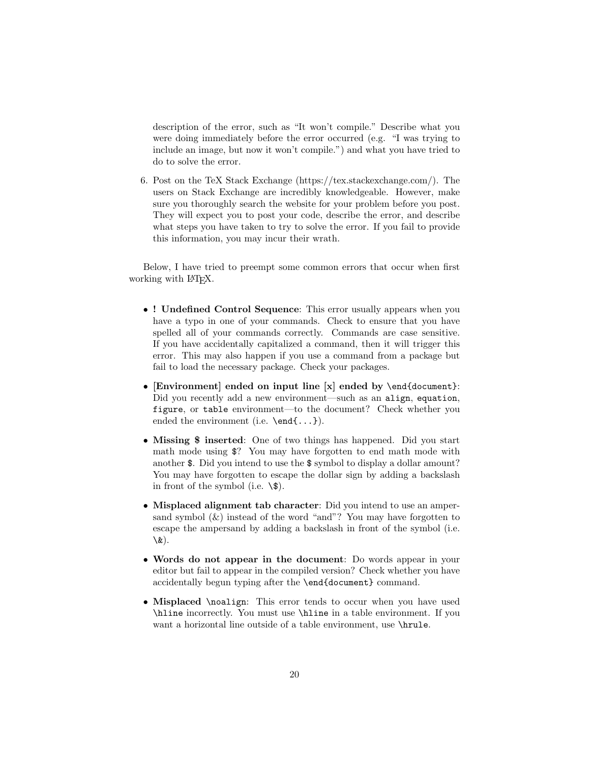description of the error, such as "It won't compile." Describe what you were doing immediately before the error occurred (e.g. "I was trying to include an image, but now it won't compile.") and what you have tried to do to solve the error.

6. Post on the TeX Stack Exchange (https://tex.stackexchange.com/). The users on Stack Exchange are incredibly knowledgeable. However, make sure you thoroughly search the website for your problem before you post. They will expect you to post your code, describe the error, and describe what steps you have taken to try to solve the error. If you fail to provide this information, you may incur their wrath.

Below, I have tried to preempt some common errors that occur when first working with LaTeX.

- **! Undefined Control Sequence**: This error usually appears when you have a typo in one of your commands. Check to ensure that you have spelled all of your commands correctly. Commands are case sensitive. If you have accidentally capitalized a command, then it will trigger this error. This may also happen if you use a command from a package but fail to load the necessary package. Check your packages.

- **[Environment] ended on input line [x] ended by `\end{document}`**: Did you recently add a new environment—such as an `align`, `equation`, `figure`, or `table` environment—to the document? Check whether you ended the environment (i.e. `\end{...}`).

- **Missing $ inserted**: One of two things has happened. Did you start math mode using `$`? You may have forgotten to end math mode with another `$`. Did you intend to use the `$` symbol to display a dollar amount? You may have forgotten to escape the dollar sign by adding a backslash in front of the symbol (i.e. `\$`).

- **Misplaced alignment tab character**: Did you intend to use an ampersand symbol (&) instead of the word "and"? You may have forgotten to escape the ampersand by adding a backslash in front of the symbol (i.e. `\&`).

- **Words do not appear in the document**: Do words appear in your editor but fail to appear in the compiled version? Check whether you have accidentally begun typing after the `\end{document}` command.

- **Misplaced `\noalign`**: This error tends to occur when you have used `\hline` incorrectly. You must use `\hline` in a table environment. If you want a horizontal line outside of a table environment, use `\hrule`.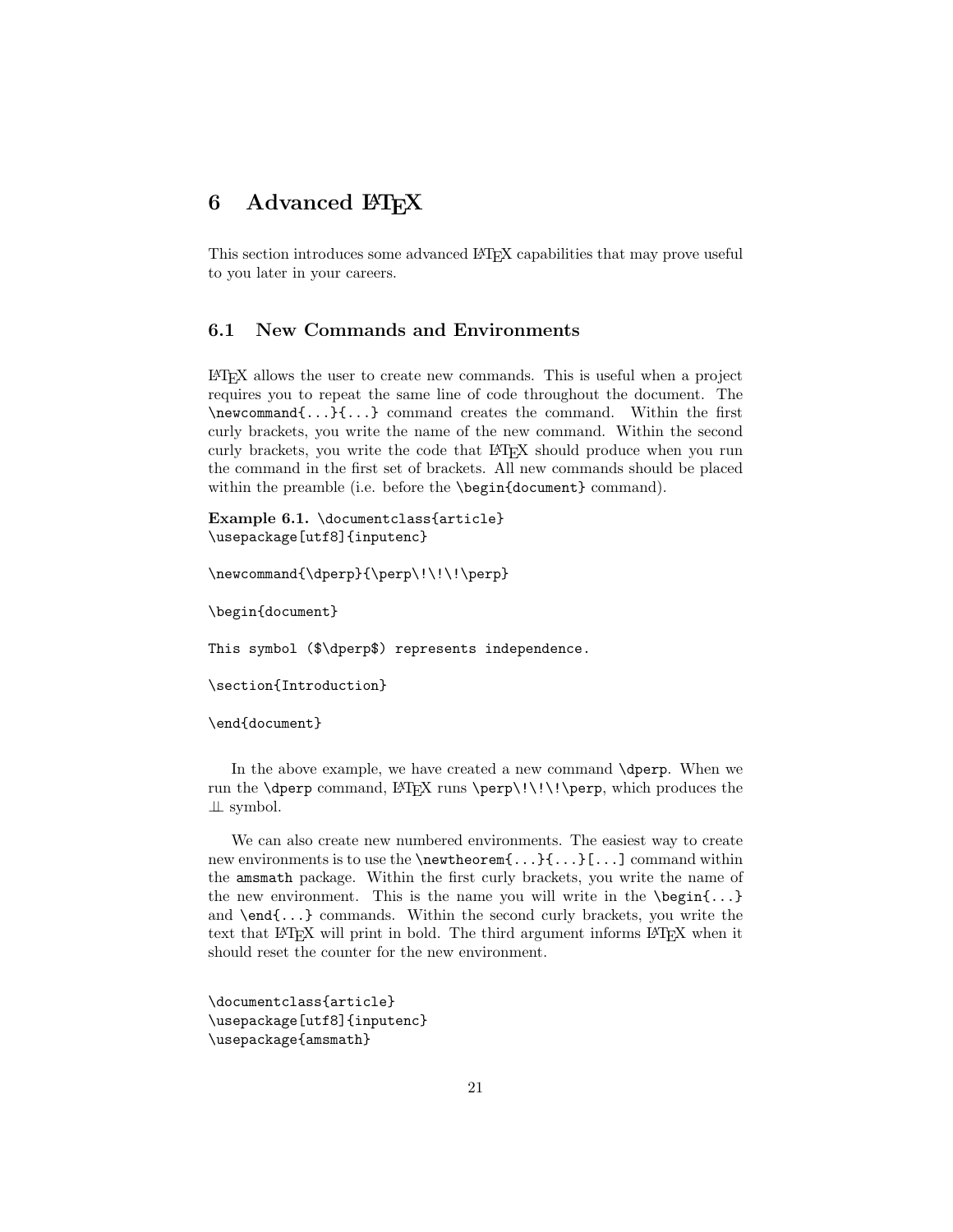# 6 Advanced LaTeX

This section introduces some advanced LaTeX capabilities that may prove useful to you later in your careers.

## 6.1 New Commands and Environments

LaTeX allows the user to create new commands. This is useful when a project requires you to repeat the same line of code throughout the document. The `\newcommand{...}{...}` command creates the command. Within the first curly brackets, you write the name of the new command. Within the second curly brackets, you write the code that LaTeX should produce when you run the command in the first set of brackets. All new commands should be placed within the preamble (i.e. before the `\begin{document}` command).

**Example 6.1.**

```
\documentclass{article}
\usepackage[utf8]{inputenc}

\newcommand{\dperp}{\perp\!\!\!\perp}

\begin{document}

This symbol ($\dperp$) represents independence.

\section{Introduction}

\end{document}
```

In the above example, we have created a new command `\dperp`. When we run the `\dperp` command, LaTeX runs `\perp\!\!\!\perp`, which produces the $\perp\!\!\!\perp$ symbol.

We can also create new numbered environments. The easiest way to create new environments is to use the `\newtheorem{...}{...}[...]` command within the `amsmath` package. Within the first curly brackets, you write the name of the new environment. This is the name you will write in the `\begin{...}` and `\end{...}` commands. Within the second curly brackets, you write the text that LaTeX will print in bold. The third argument informs LaTeX when it should reset the counter for the new environment.

```
\documentclass{article}
\usepackage[utf8]{inputenc}
\usepackage{amsmath}
```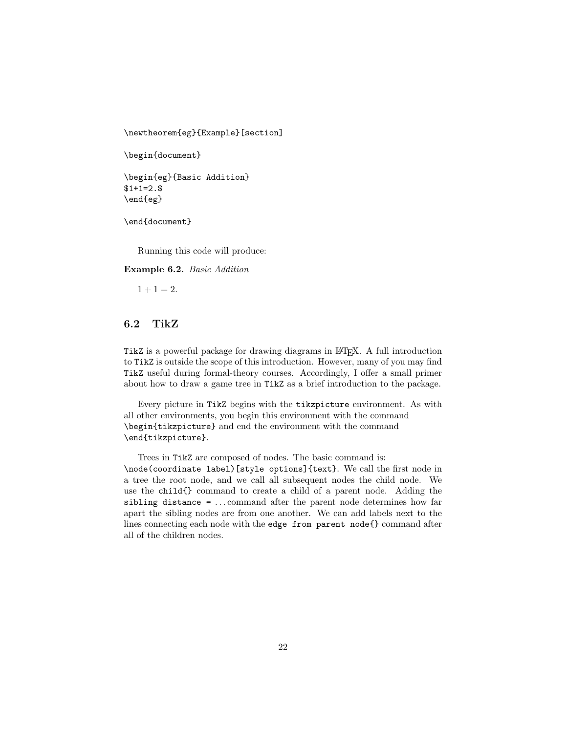```
\newtheorem{eg}{Example}[section]

\begin{document}

\begin{eg}{Basic Addition}
$1+1=2.$
\end{eg}

\end{document}
```

Running this code will produce:

**Example 6.2.** *Basic Addition*

$1 + 1 = 2.$

## 6.2 TikZ

`TikZ` is a powerful package for drawing diagrams in LaTeX. A full introduction to `TikZ` is outside the scope of this introduction. However, many of you may find `TikZ` useful during formal-theory courses. Accordingly, I offer a small primer about how to draw a game tree in `TikZ` as a brief introduction to the package.

Every picture in `TikZ` begins with the `tikzpicture` environment. As with all other environments, you begin this environment with the command `\begin{tikzpicture}` and end the environment with the command `\end{tikzpicture}`.

Trees in `TikZ` are composed of nodes. The basic command is: `\node(coordinate label)[style options]{text}`. We call the first node in a tree the root node, and we call all subsequent nodes the child node. We use the `child{}` command to create a child of a parent node. Adding the `sibling distance =` ... command after the parent node determines how far apart the sibling nodes are from one another. We can add labels next to the lines connecting each node with the `edge from parent node{}` command after all of the children nodes.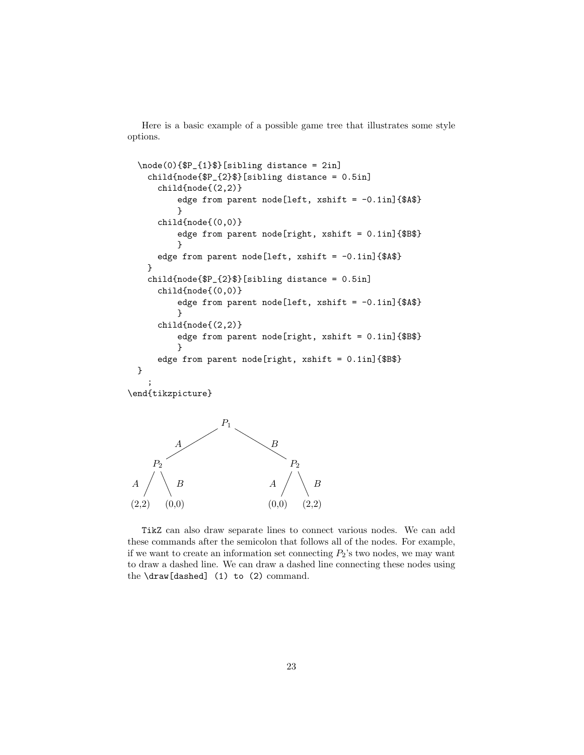Here is a basic example of a possible game tree that illustrates some style options.

```
  \node(0){$P_{1}$}[sibling distance = 2in]
    child{node{$P_{2}$}[sibling distance = 0.5in]
      child{node{(2,2)}
          edge from parent node[left, xshift = -0.1in]{$A$}
          }
      child{node{(0,0)}
          edge from parent node[right, xshift = 0.1in]{$B$}
          }
      edge from parent node[left, xshift = -0.1in]{$A$}
    }
    child{node{$P_{2}$}[sibling distance = 0.5in]
      child{node{(0,0)}
          edge from parent node[left, xshift = -0.1in]{$A$}
          }
      child{node{(2,2)}
          edge from parent node[right, xshift = 0.1in]{$B$}
          }
      edge from parent node[right, xshift = 0.1in]{$B$}
  }
    ;
\end{tikzpicture}
```

```
                 P1
            A  /    \  B
              /      \
           P2          P2
        A / \ B     A / \ B
     (2,2)  (0,0)  (0,0)  (2,2)
```

`TikZ` can also draw separate lines to connect various nodes. We can add these commands after the semicolon that follows all of the nodes. For example, if we want to create an information set connecting $P_2$'s two nodes, we may want to draw a dashed line. We can draw a dashed line connecting these nodes using the `\draw[dashed] (1) to (2)` command.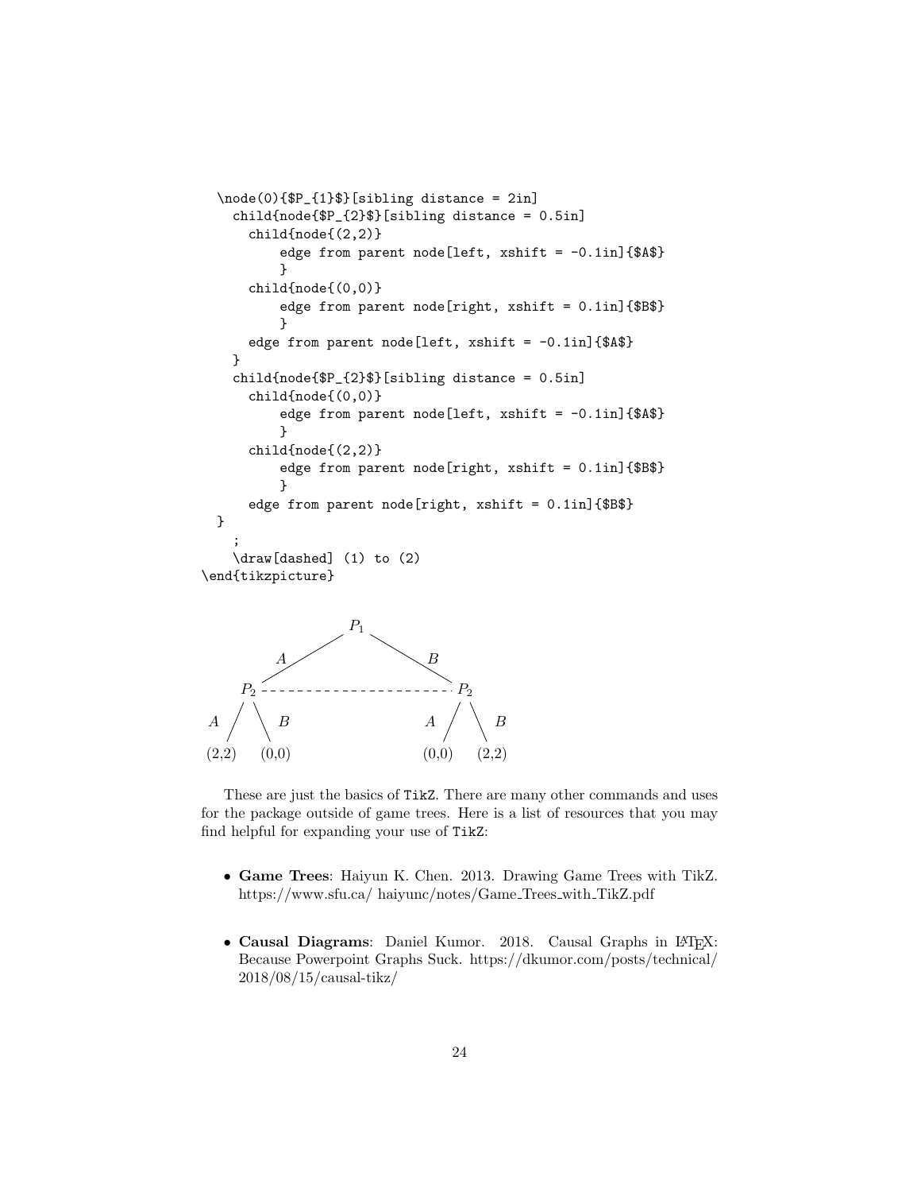```
  \node(0){$P_{1}$}[sibling distance = 2in]
    child{node{$P_{2}$}[sibling distance = 0.5in]
      child{node{(2,2)}
          edge from parent node[left, xshift = -0.1in]{$A$}
          }
      child{node{(0,0)}
          edge from parent node[right, xshift = 0.1in]{$B$}
          }
      edge from parent node[left, xshift = -0.1in]{$A$}
    }
    child{node{$P_{2}$}[sibling distance = 0.5in]
      child{node{(0,0)}
          edge from parent node[left, xshift = -0.1in]{$A$}
          }
      child{node{(2,2)}
          edge from parent node[right, xshift = 0.1in]{$B$}
          }
      edge from parent node[right, xshift = 0.1in]{$B$}
  }
    ;
    \draw[dashed] (1) to (2)
\end{tikzpicture}
```

$P_1$

$A$ $B$

$P_2$ $P_2$

$A$ $B$ $A$ $B$

(2,2) (0,0) (0,0) (2,2)

These are just the basics of TikZ. There are many other commands and uses for the package outside of game trees. Here is a list of resources that you may find helpful for expanding your use of TikZ:

- **Game Trees**: Haiyun K. Chen. 2013. Drawing Game Trees with TikZ. https://www.sfu.ca/ haiyunc/notes/Game_Trees_with_TikZ.pdf

- **Causal Diagrams**: Daniel Kumor. 2018. Causal Graphs in LaTeX: Because Powerpoint Graphs Suck. https://dkumor.com/posts/technical/2018/08/15/causal-tikz/